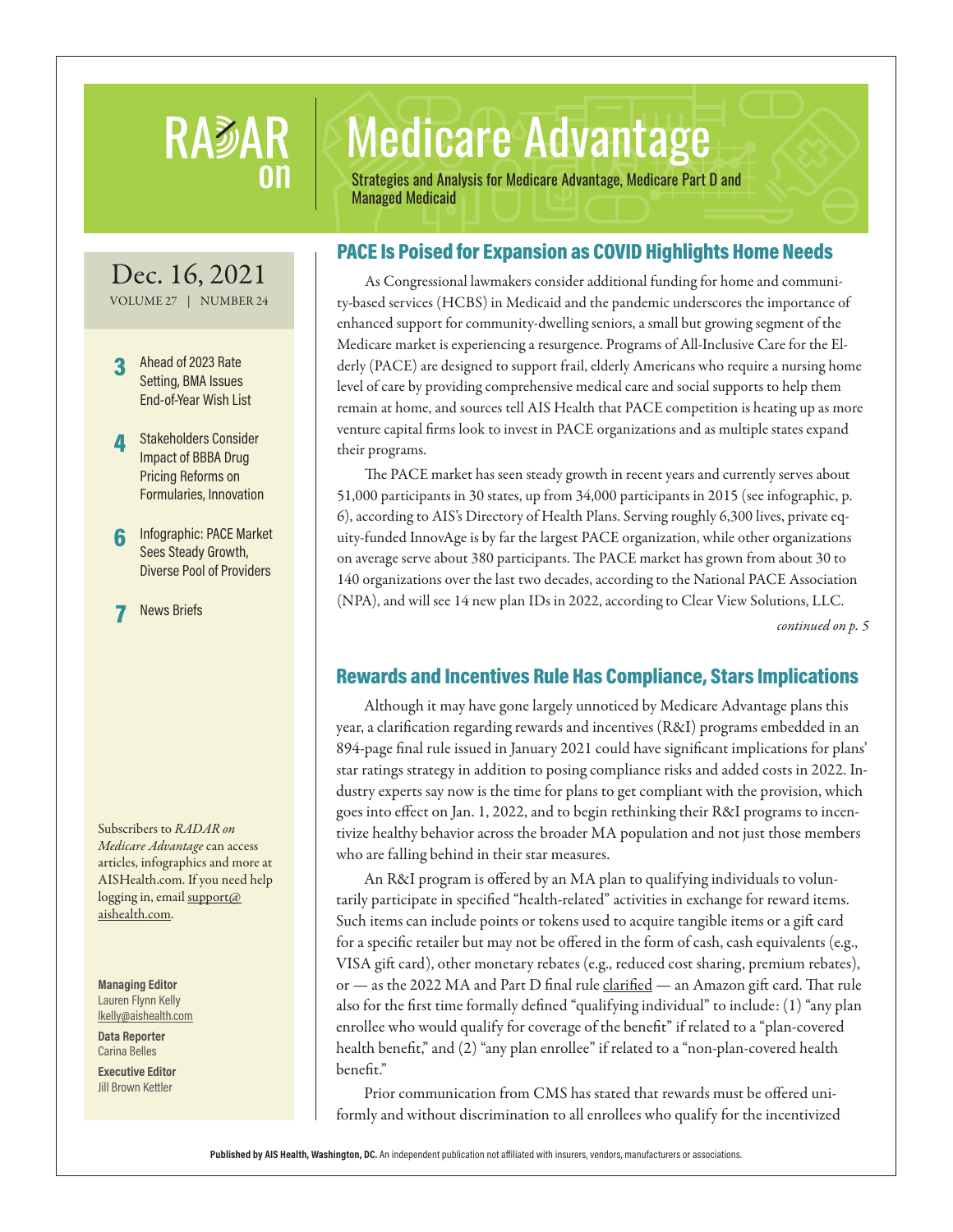# RADAR on Medicare Advantage

Strategies and Analysis for Medicare Advantage, Medicare Part D and Managed Medicaid

Dec. 16, 2021
VOLUME 27 | NUMBER 24

- **3** Ahead of 2023 Rate Setting, BMA Issues End-of-Year Wish List
- **4** Stakeholders Consider Impact of BBBA Drug Pricing Reforms on Formularies, Innovation
- **6** Infographic: PACE Market Sees Steady Growth, Diverse Pool of Providers
- **7** News Briefs

Subscribers to *RADAR on Medicare Advantage* can access articles, infographics and more at AISHealth.com. If you need help logging in, email support@aishealth.com.

**Managing Editor**
Lauren Flynn Kelly
lkelly@aishealth.com

**Data Reporter**
Carina Belles

**Executive Editor**
Jill Brown Kettler

## PACE Is Poised for Expansion as COVID Highlights Home Needs

As Congressional lawmakers consider additional funding for home and community-based services (HCBS) in Medicaid and the pandemic underscores the importance of enhanced support for community-dwelling seniors, a small but growing segment of the Medicare market is experiencing a resurgence. Programs of All-Inclusive Care for the Elderly (PACE) are designed to support frail, elderly Americans who require a nursing home level of care by providing comprehensive medical care and social supports to help them remain at home, and sources tell AIS Health that PACE competition is heating up as more venture capital firms look to invest in PACE organizations and as multiple states expand their programs.

The PACE market has seen steady growth in recent years and currently serves about 51,000 participants in 30 states, up from 34,000 participants in 2015 (see infographic, p. 6), according to AIS's Directory of Health Plans. Serving roughly 6,300 lives, private equity-funded InnovAge is by far the largest PACE organization, while other organizations on average serve about 380 participants. The PACE market has grown from about 30 to 140 organizations over the last two decades, according to the National PACE Association (NPA), and will see 14 new plan IDs in 2022, according to Clear View Solutions, LLC.

*continued on p. 5*

## Rewards and Incentives Rule Has Compliance, Stars Implications

Although it may have gone largely unnoticed by Medicare Advantage plans this year, a clarification regarding rewards and incentives (R&I) programs embedded in an 894-page final rule issued in January 2021 could have significant implications for plans' star ratings strategy in addition to posing compliance risks and added costs in 2022. Industry experts say now is the time for plans to get compliant with the provision, which goes into effect on Jan. 1, 2022, and to begin rethinking their R&I programs to incentivize healthy behavior across the broader MA population and not just those members who are falling behind in their star measures.

An R&I program is offered by an MA plan to qualifying individuals to voluntarily participate in specified "health-related" activities in exchange for reward items. Such items can include points or tokens used to acquire tangible items or a gift card for a specific retailer but may not be offered in the form of cash, cash equivalents (e.g., VISA gift card), other monetary rebates (e.g., reduced cost sharing, premium rebates), or — as the 2022 MA and Part D final rule clarified — an Amazon gift card. That rule also for the first time formally defined "qualifying individual" to include: (1) "any plan enrollee who would qualify for coverage of the benefit" if related to a "plan-covered health benefit," and (2) "any plan enrollee" if related to a "non-plan-covered health benefit."

Prior communication from CMS has stated that rewards must be offered uniformly and without discrimination to all enrollees who qualify for the incentivized

**Published by AIS Health, Washington, DC.** An independent publication not affiliated with insurers, vendors, manufacturers or associations.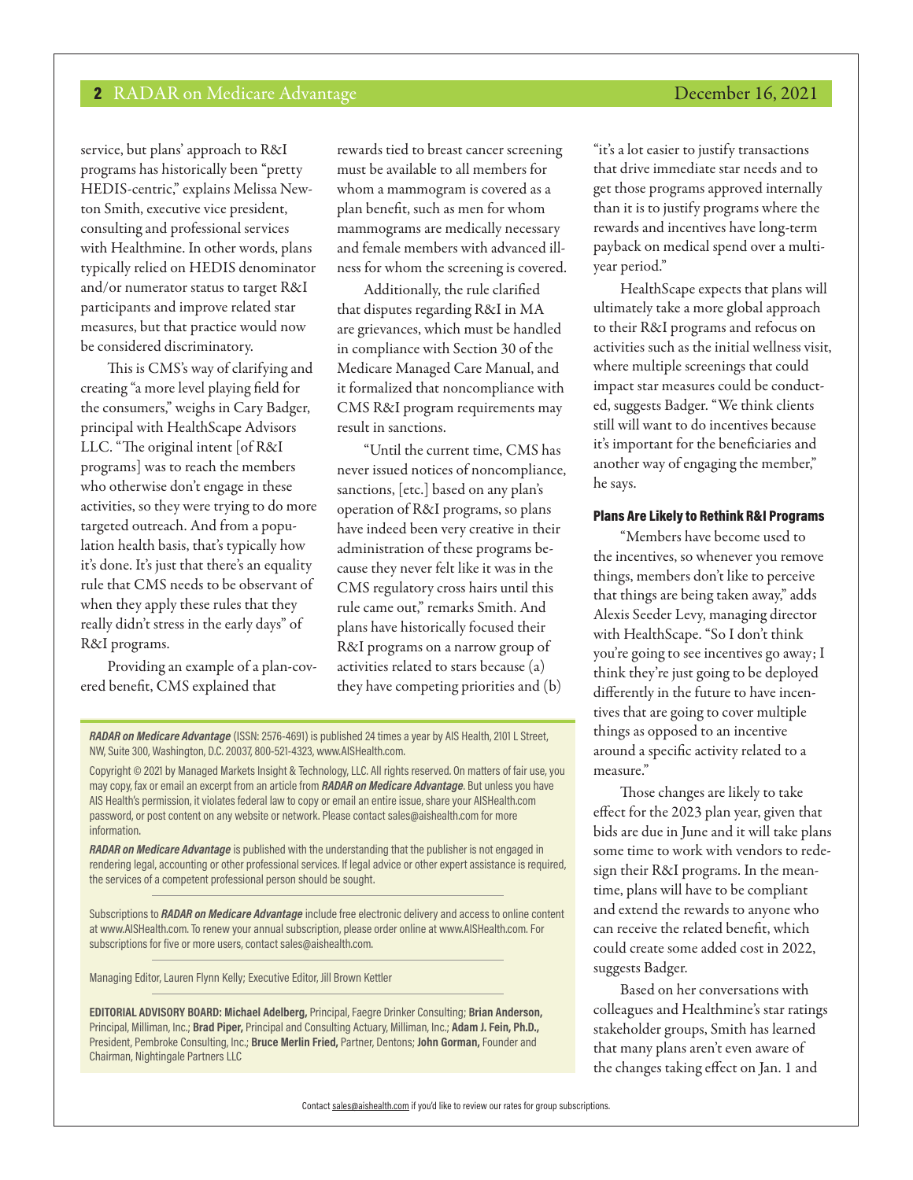service, but plans' approach to R&I programs has historically been "pretty HEDIS-centric," explains Melissa Newton Smith, executive vice president, consulting and professional services with Healthmine. In other words, plans typically relied on HEDIS denominator and/or numerator status to target R&I participants and improve related star measures, but that practice would now be considered discriminatory.

This is CMS's way of clarifying and creating "a more level playing field for the consumers," weighs in Cary Badger, principal with HealthScape Advisors LLC. "The original intent [of R&I programs] was to reach the members who otherwise don't engage in these activities, so they were trying to do more targeted outreach. And from a population health basis, that's typically how it's done. It's just that there's an equality rule that CMS needs to be observant of when they apply these rules that they really didn't stress in the early days" of R&I programs.

Providing an example of a plan-covered benefit, CMS explained that rewards tied to breast cancer screening must be available to all members for whom a mammogram is covered as a plan benefit, such as men for whom mammograms are medically necessary and female members with advanced illness for whom the screening is covered.

Additionally, the rule clarified that disputes regarding R&I in MA are grievances, which must be handled in compliance with Section 30 of the Medicare Managed Care Manual, and it formalized that noncompliance with CMS R&I program requirements may result in sanctions.

"Until the current time, CMS has never issued notices of noncompliance, sanctions, [etc.] based on any plan's operation of R&I programs, so plans have indeed been very creative in their administration of these programs because they never felt like it was in the CMS regulatory cross hairs until this rule came out," remarks Smith. And plans have historically focused their R&I programs on a narrow group of activities related to stars because (a) they have competing priorities and (b) "it's a lot easier to justify transactions that drive immediate star needs and to get those programs approved internally than it is to justify programs where the rewards and incentives have long-term payback on medical spend over a multi-year period."

HealthScape expects that plans will ultimately take a more global approach to their R&I programs and refocus on activities such as the initial wellness visit, where multiple screenings that could impact star measures could be conducted, suggests Badger. "We think clients still will want to do incentives because it's important for the beneficiaries and another way of engaging the member," he says.

### Plans Are Likely to Rethink R&I Programs

"Members have become used to the incentives, so whenever you remove things, members don't like to perceive that things are being taken away," adds Alexis Seeder Levy, managing director with HealthScape. "So I don't think you're going to see incentives go away; I think they're just going to be deployed differently in the future to have incentives that are going to cover multiple things as opposed to an incentive around a specific activity related to a measure."

Those changes are likely to take effect for the 2023 plan year, given that bids are due in June and it will take plans some time to work with vendors to redesign their R&I programs. In the meantime, plans will have to be compliant and extend the rewards to anyone who can receive the related benefit, which could create some added cost in 2022, suggests Badger.

Based on her conversations with colleagues and Healthmine's star ratings stakeholder groups, Smith has learned that many plans aren't even aware of the changes taking effect on Jan. 1 and

---

***RADAR on Medicare Advantage*** (ISSN: 2576-4691) is published 24 times a year by AIS Health, 2101 L Street, NW, Suite 300, Washington, D.C. 20037, 800-521-4323, www.AISHealth.com.

Copyright © 2021 by Managed Markets Insight & Technology, LLC. All rights reserved. On matters of fair use, you may copy, fax or email an excerpt from an article from ***RADAR on Medicare Advantage***. But unless you have AIS Health's permission, it violates federal law to copy or email an entire issue, share your AISHealth.com password, or post content on any website or network. Please contact sales@aishealth.com for more information.

***RADAR on Medicare Advantage*** is published with the understanding that the publisher is not engaged in rendering legal, accounting or other professional services. If legal advice or other expert assistance is required, the services of a competent professional person should be sought.

Subscriptions to ***RADAR on Medicare Advantage*** include free electronic delivery and access to online content at www.AISHealth.com. To renew your annual subscription, please order online at www.AISHealth.com. For subscriptions for five or more users, contact sales@aishealth.com.

Managing Editor, Lauren Flynn Kelly; Executive Editor, Jill Brown Kettler

**EDITORIAL ADVISORY BOARD: Michael Adelberg,** Principal, Faegre Drinker Consulting; **Brian Anderson,** Principal, Milliman, Inc.; **Brad Piper,** Principal and Consulting Actuary, Milliman, Inc.; **Adam J. Fein, Ph.D.,** President, Pembroke Consulting, Inc.; **Bruce Merlin Fried,** Partner, Dentons; **John Gorman,** Founder and Chairman, Nightingale Partners LLC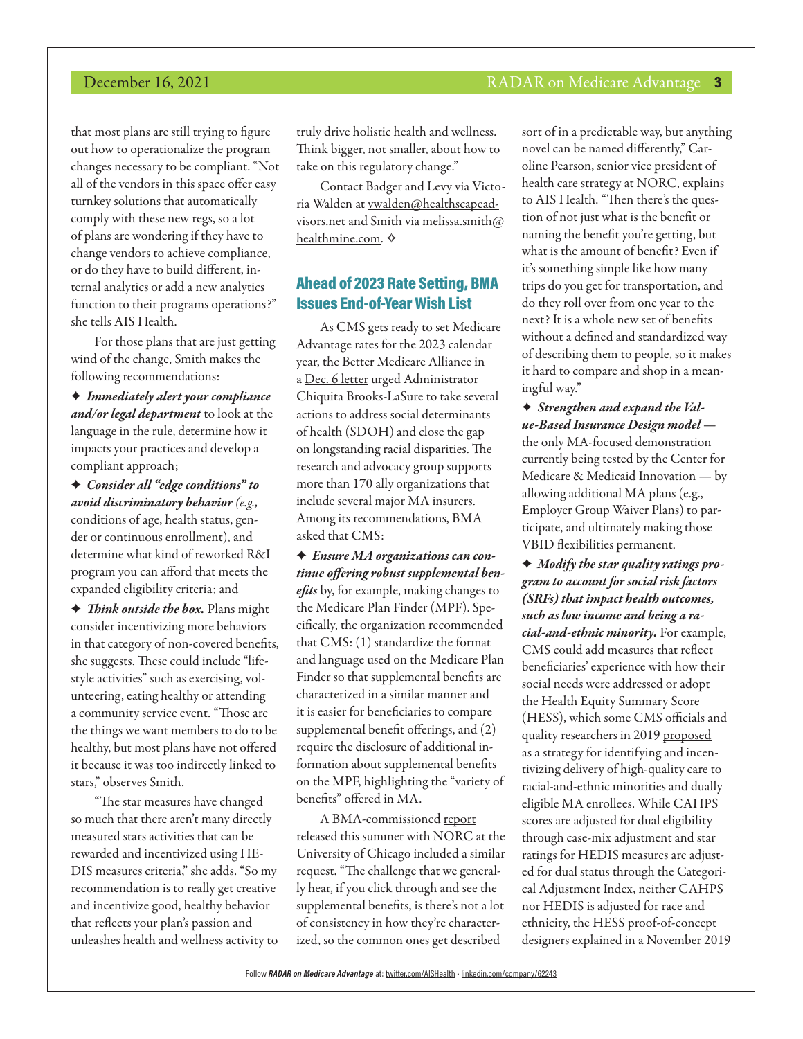that most plans are still trying to figure out how to operationalize the program changes necessary to be compliant. "Not all of the vendors in this space offer easy turnkey solutions that automatically comply with these new regs, so a lot of plans are wondering if they have to change vendors to achieve compliance, or do they have to build different, internal analytics or add a new analytics function to their programs operations?" she tells AIS Health.

For those plans that are just getting wind of the change, Smith makes the following recommendations:

✦ ***Immediately alert your compliance and/or legal department*** to look at the language in the rule, determine how it impacts your practices and develop a compliant approach;

✦ ***Consider all "edge conditions" to avoid discriminatory behavior*** *(e.g.,* conditions of age, health status, gender or continuous enrollment), and determine what kind of reworked R&I program you can afford that meets the expanded eligibility criteria; and

✦ ***Think outside the box.*** Plans might consider incentivizing more behaviors in that category of non-covered benefits, she suggests. These could include "lifestyle activities" such as exercising, volunteering, eating healthy or attending a community service event. "Those are the things we want members to do to be healthy, but most plans have not offered it because it was too indirectly linked to stars," observes Smith.

"The star measures have changed so much that there aren't many directly measured stars activities that can be rewarded and incentivized using HEDIS measures criteria," she adds. "So my recommendation is to really get creative and incentivize good, healthy behavior that reflects your plan's passion and unleashes health and wellness activity to truly drive holistic health and wellness. Think bigger, not smaller, about how to take on this regulatory change."

Contact Badger and Levy via Victoria Walden at vwalden@healthscapeadvisors.net and Smith via melissa.smith@healthmine.com. ✧

## Ahead of 2023 Rate Setting, BMA Issues End-of-Year Wish List

As CMS gets ready to set Medicare Advantage rates for the 2023 calendar year, the Better Medicare Alliance in a Dec. 6 letter urged Administrator Chiquita Brooks-LaSure to take several actions to address social determinants of health (SDOH) and close the gap on longstanding racial disparities. The research and advocacy group supports more than 170 ally organizations that include several major MA insurers. Among its recommendations, BMA asked that CMS:

✦ ***Ensure MA organizations can continue offering robust supplemental benefits*** by, for example, making changes to the Medicare Plan Finder (MPF). Specifically, the organization recommended that CMS: (1) standardize the format and language used on the Medicare Plan Finder so that supplemental benefits are characterized in a similar manner and it is easier for beneficiaries to compare supplemental benefit offerings, and (2) require the disclosure of additional information about supplemental benefits on the MPF, highlighting the "variety of benefits" offered in MA.

A BMA-commissioned report released this summer with NORC at the University of Chicago included a similar request. "The challenge that we generally hear, if you click through and see the supplemental benefits, is there's not a lot of consistency in how they're characterized, so the common ones get described sort of in a predictable way, but anything novel can be named differently," Caroline Pearson, senior vice president of health care strategy at NORC, explains to AIS Health. "Then there's the question of not just what is the benefit or naming the benefit you're getting, but what is the amount of benefit? Even if it's something simple like how many trips do you get for transportation, and do they roll over from one year to the next? It is a whole new set of benefits without a defined and standardized way of describing them to people, so it makes it hard to compare and shop in a meaningful way."

✦ ***Strengthen and expand the Value-Based Insurance Design model*** — the only MA-focused demonstration currently being tested by the Center for Medicare & Medicaid Innovation — by allowing additional MA plans (e.g., Employer Group Waiver Plans) to participate, and ultimately making those VBID flexibilities permanent.

✦ ***Modify the star quality ratings program to account for social risk factors (SRFs) that impact health outcomes, such as low income and being a racial-and-ethnic minority.*** For example, CMS could add measures that reflect beneficiaries' experience with how their social needs were addressed or adopt the Health Equity Summary Score (HESS), which some CMS officials and quality researchers in 2019 proposed as a strategy for identifying and incentivizing delivery of high-quality care to racial-and-ethnic minorities and dually eligible MA enrollees. While CAHPS scores are adjusted for dual eligibility through case-mix adjustment and star ratings for HEDIS measures are adjusted for dual status through the Categorical Adjustment Index, neither CAHPS nor HEDIS is adjusted for race and ethnicity, the HESS proof-of-concept designers explained in a November 2019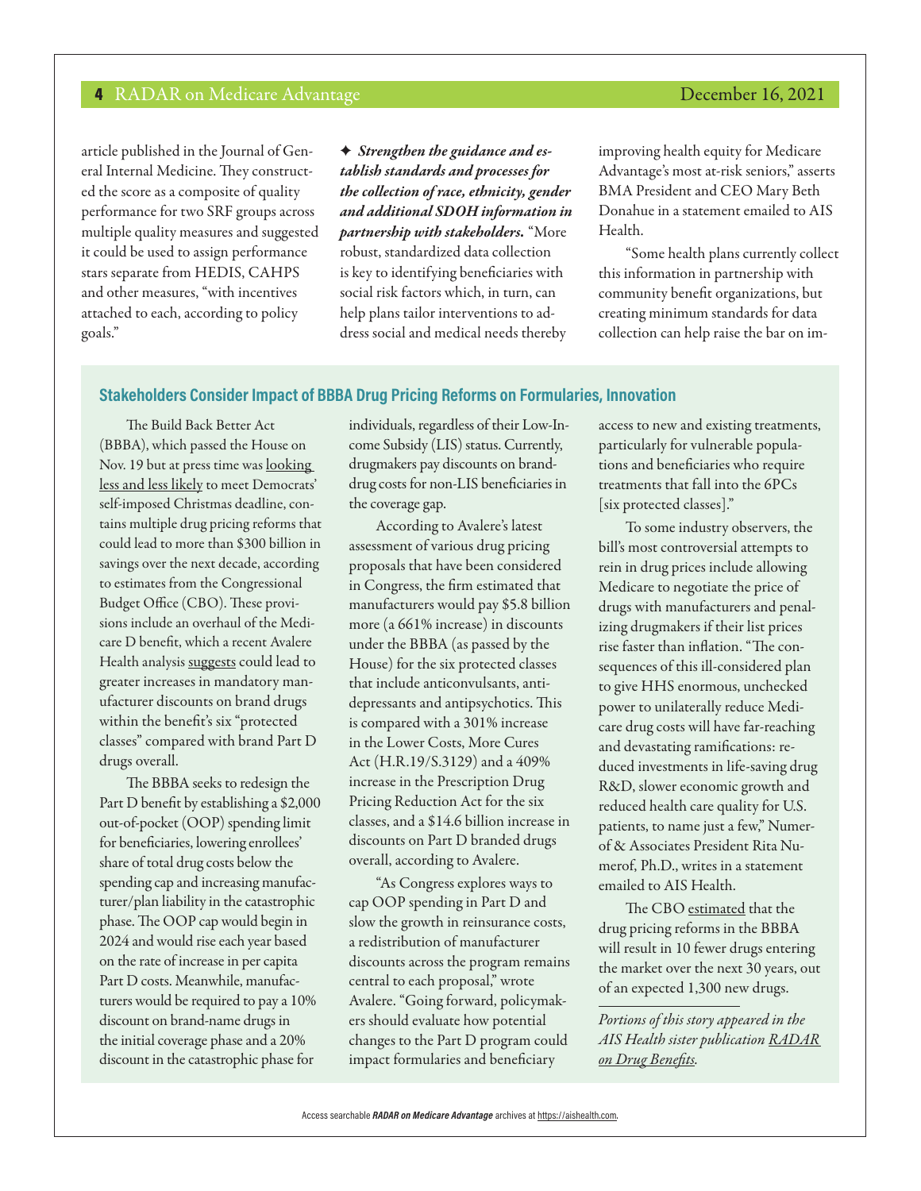article published in the Journal of General Internal Medicine. They constructed the score as a composite of quality performance for two SRF groups across multiple quality measures and suggested it could be used to assign performance stars separate from HEDIS, CAHPS and other measures, "with incentives attached to each, according to policy goals."

✦ ***Strengthen the guidance and establish standards and processes for the collection of race, ethnicity, gender and additional SDOH information in partnership with stakeholders.*** "More robust, standardized data collection is key to identifying beneficiaries with social risk factors which, in turn, can help plans tailor interventions to address social and medical needs thereby improving health equity for Medicare Advantage's most at-risk seniors," asserts BMA President and CEO Mary Beth Donahue in a statement emailed to AIS Health.

"Some health plans currently collect this information in partnership with community benefit organizations, but creating minimum standards for data collection can help raise the bar on im-

## Stakeholders Consider Impact of BBBA Drug Pricing Reforms on Formularies, Innovation

The Build Back Better Act (BBBA), which passed the House on Nov. 19 but at press time was looking less and less likely to meet Democrats' self-imposed Christmas deadline, contains multiple drug pricing reforms that could lead to more than $300 billion in savings over the next decade, according to estimates from the Congressional Budget Office (CBO). These provisions include an overhaul of the Medicare D benefit, which a recent Avalere Health analysis suggests could lead to greater increases in mandatory manufacturer discounts on brand drugs within the benefit's six "protected classes" compared with brand Part D drugs overall.

The BBBA seeks to redesign the Part D benefit by establishing a $2,000 out-of-pocket (OOP) spending limit for beneficiaries, lowering enrollees' share of total drug costs below the spending cap and increasing manufacturer/plan liability in the catastrophic phase. The OOP cap would begin in 2024 and would rise each year based on the rate of increase in per capita Part D costs. Meanwhile, manufacturers would be required to pay a 10% discount on brand-name drugs in the initial coverage phase and a 20% discount in the catastrophic phase for individuals, regardless of their Low-Income Subsidy (LIS) status. Currently, drugmakers pay discounts on brand-drug costs for non-LIS beneficiaries in the coverage gap.

According to Avalere's latest assessment of various drug pricing proposals that have been considered in Congress, the firm estimated that manufacturers would pay $5.8 billion more (a 661% increase) in discounts under the BBBA (as passed by the House) for the six protected classes that include anticonvulsants, antidepressants and antipsychotics. This is compared with a 301% increase in the Lower Costs, More Cures Act (H.R.19/S.3129) and a 409% increase in the Prescription Drug Pricing Reduction Act for the six classes, and a $14.6 billion increase in discounts on Part D branded drugs overall, according to Avalere.

"As Congress explores ways to cap OOP spending in Part D and slow the growth in reinsurance costs, a redistribution of manufacturer discounts across the program remains central to each proposal," wrote Avalere. "Going forward, policymakers should evaluate how potential changes to the Part D program could impact formularies and beneficiary access to new and existing treatments, particularly for vulnerable populations and beneficiaries who require treatments that fall into the 6PCs [six protected classes]."

To some industry observers, the bill's most controversial attempts to rein in drug prices include allowing Medicare to negotiate the price of drugs with manufacturers and penalizing drugmakers if their list prices rise faster than inflation. "The consequences of this ill-considered plan to give HHS enormous, unchecked power to unilaterally reduce Medicare drug costs will have far-reaching and devastating ramifications: reduced investments in life-saving drug R&D, slower economic growth and reduced health care quality for U.S. patients, to name just a few," Numerof & Associates President Rita Numerof, Ph.D., writes in a statement emailed to AIS Health.

The CBO estimated that the drug pricing reforms in the BBBA will result in 10 fewer drugs entering the market over the next 30 years, out of an expected 1,300 new drugs.

*Portions of this story appeared in the AIS Health sister publication RADAR on Drug Benefits.*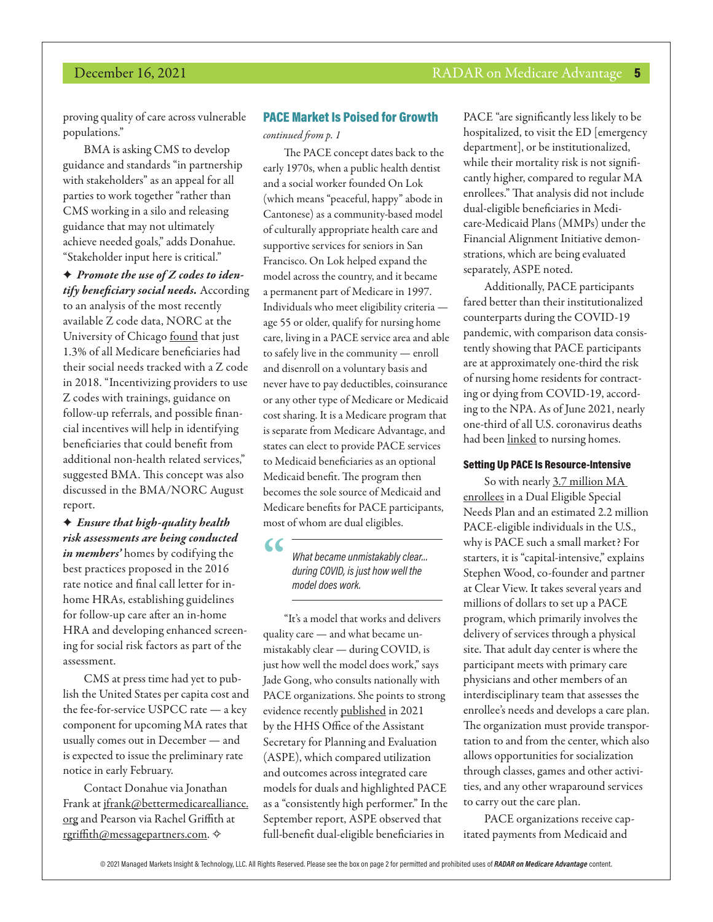proving quality of care across vulnerable populations."

BMA is asking CMS to develop guidance and standards "in partnership with stakeholders" as an appeal for all parties to work together "rather than CMS working in a silo and releasing guidance that may not ultimately achieve needed goals," adds Donahue. "Stakeholder input here is critical."

✦ ***Promote the use of Z codes to identify beneficiary social needs.*** According to an analysis of the most recently available Z code data, NORC at the University of Chicago found that just 1.3% of all Medicare beneficiaries had their social needs tracked with a Z code in 2018. "Incentivizing providers to use Z codes with trainings, guidance on follow-up referrals, and possible financial incentives will help in identifying beneficiaries that could benefit from additional non-health related services," suggested BMA. This concept was also discussed in the BMA/NORC August report.

✦ ***Ensure that high-quality health risk assessments are being conducted in members'*** homes by codifying the best practices proposed in the 2016 rate notice and final call letter for in-home HRAs, establishing guidelines for follow-up care after an in-home HRA and developing enhanced screening for social risk factors as part of the assessment.

CMS at press time had yet to publish the United States per capita cost and the fee-for-service USPCC rate — a key component for upcoming MA rates that usually comes out in December — and is expected to issue the preliminary rate notice in early February.

Contact Donahue via Jonathan Frank at jfrank@bettermedicarealliance.org and Pearson via Rachel Griffith at rgriffith@messagepartners.com. ✧

## PACE Market Is Poised for Growth

*continued from p. 1*

The PACE concept dates back to the early 1970s, when a public health dentist and a social worker founded On Lok (which means "peaceful, happy" abode in Cantonese) as a community-based model of culturally appropriate health care and supportive services for seniors in San Francisco. On Lok helped expand the model across the country, and it became a permanent part of Medicare in 1997. Individuals who meet eligibility criteria — age 55 or older, qualify for nursing home care, living in a PACE service area and able to safely live in the community — enroll and disenroll on a voluntary basis and never have to pay deductibles, coinsurance or any other type of Medicare or Medicaid cost sharing. It is a Medicare program that is separate from Medicare Advantage, and states can elect to provide PACE services to Medicaid beneficiaries as an optional Medicaid benefit. The program then becomes the sole source of Medicaid and Medicare benefits for PACE participants, most of whom are dual eligibles.

> *What became unmistakably clear... during COVID, is just how well the model does work.*

"It's a model that works and delivers quality care — and what became unmistakably clear — during COVID, is just how well the model does work," says Jade Gong, who consults nationally with PACE organizations. She points to strong evidence recently published in 2021 by the HHS Office of the Assistant Secretary for Planning and Evaluation (ASPE), which compared utilization and outcomes across integrated care models for duals and highlighted PACE as a "consistently high performer." In the September report, ASPE observed that full-benefit dual-eligible beneficiaries in PACE "are significantly less likely to be hospitalized, to visit the ED [emergency department], or be institutionalized, while their mortality risk is not significantly higher, compared to regular MA enrollees." That analysis did not include dual-eligible beneficiaries in Medicare-Medicaid Plans (MMPs) under the Financial Alignment Initiative demonstrations, which are being evaluated separately, ASPE noted.

Additionally, PACE participants fared better than their institutionalized counterparts during the COVID-19 pandemic, with comparison data consistently showing that PACE participants are at approximately one-third the risk of nursing home residents for contracting or dying from COVID-19, according to the NPA. As of June 2021, nearly one-third of all U.S. coronavirus deaths had been linked to nursing homes.

### Setting Up PACE Is Resource-Intensive

So with nearly 3.7 million MA enrollees in a Dual Eligible Special Needs Plan and an estimated 2.2 million PACE-eligible individuals in the U.S., why is PACE such a small market? For starters, it is "capital-intensive," explains Stephen Wood, co-founder and partner at Clear View. It takes several years and millions of dollars to set up a PACE program, which primarily involves the delivery of services through a physical site. That adult day center is where the participant meets with primary care physicians and other members of an interdisciplinary team that assesses the enrollee's needs and develops a care plan. The organization must provide transportation to and from the center, which also allows opportunities for socialization through classes, games and other activities, and any other wraparound services to carry out the care plan.

PACE organizations receive capitated payments from Medicaid and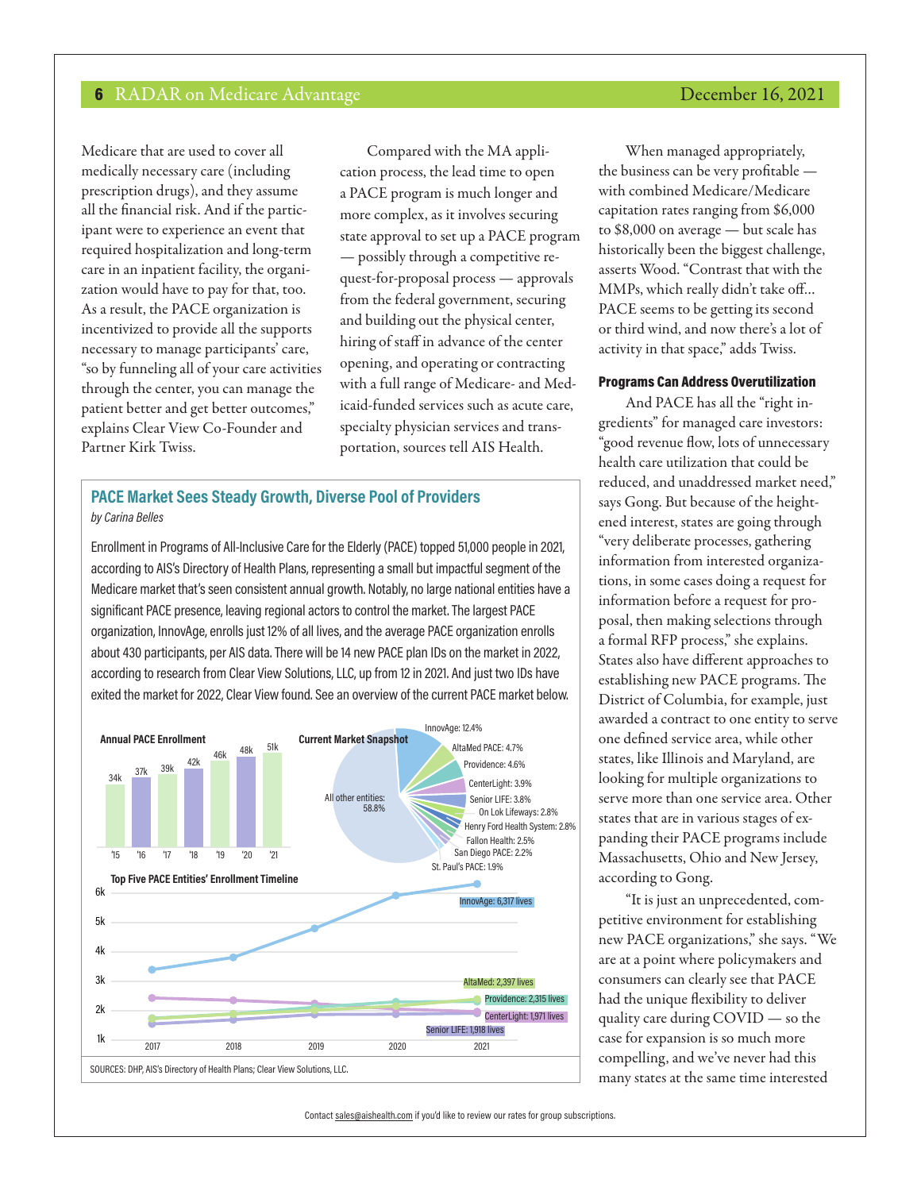Medicare that are used to cover all medically necessary care (including prescription drugs), and they assume all the financial risk. And if the participant were to experience an event that required hospitalization and long-term care in an inpatient facility, the organization would have to pay for that, too. As a result, the PACE organization is incentivized to provide all the supports necessary to manage participants' care, "so by funneling all of your care activities through the center, you can manage the patient better and get better outcomes," explains Clear View Co-Founder and Partner Kirk Twiss.

Compared with the MA application process, the lead time to open a PACE program is much longer and more complex, as it involves securing state approval to set up a PACE program — possibly through a competitive request-for-proposal process — approvals from the federal government, securing and building out the physical center, hiring of staff in advance of the center opening, and operating or contracting with a full range of Medicare- and Medicaid-funded services such as acute care, specialty physician services and transportation, sources tell AIS Health.

When managed appropriately, the business can be very profitable — with combined Medicare/Medicare capitation rates ranging from $6,000 to $8,000 on average — but scale has historically been the biggest challenge, asserts Wood. "Contrast that with the MMPs, which really didn't take off... PACE seems to be getting its second or third wind, and now there's a lot of activity in that space," adds Twiss.

### Programs Can Address Overutilization

And PACE has all the "right ingredients" for managed care investors: "good revenue flow, lots of unnecessary health care utilization that could be reduced, and unaddressed market need," says Gong. But because of the heightened interest, states are going through "very deliberate processes, gathering information from interested organizations, in some cases doing a request for information before a request for proposal, then making selections through a formal RFP process," she explains. States also have different approaches to establishing new PACE programs. The District of Columbia, for example, just awarded a contract to one entity to serve one defined service area, while other states, like Illinois and Maryland, are looking for multiple organizations to serve more than one service area. Other states that are in various stages of expanding their PACE programs include Massachusetts, Ohio and New Jersey, according to Gong.

"It is just an unprecedented, competitive environment for establishing new PACE organizations," she says. "We are at a point where policymakers and consumers can clearly see that PACE had the unique flexibility to deliver quality care during COVID — so the case for expansion is so much more compelling, and we've never had this many states at the same time interested

---

## PACE Market Sees Steady Growth, Diverse Pool of Providers

*by Carina Belles*

Enrollment in Programs of All-Inclusive Care for the Elderly (PACE) topped 51,000 people in 2021, according to AIS's Directory of Health Plans, representing a small but impactful segment of the Medicare market that's seen consistent annual growth. Notably, no large national entities have a significant PACE presence, leaving regional actors to control the market. The largest PACE organization, InnovAge, enrolls just 12% of all lives, and the average PACE organization enrolls about 430 participants, per AIS data. There will be 14 new PACE plan IDs on the market in 2022, according to research from Clear View Solutions, LLC, up from 12 in 2021. And just two IDs have exited the market for 2022, Clear View found. See an overview of the current PACE market below.

**Annual PACE Enrollment**

| Year | '15 | '16 | '17 | '18 | '19 | '20 | '21 |
|---|---|---|---|---|---|---|---|
| Enrollment | 34k | 37k | 39k | 42k | 46k | 48k | 51k |

**Current Market Snapshot**

| Entity | Share |
|---|---|
| InnovAge | 12.4% |
| AltaMed PACE | 4.7% |
| Providence | 4.6% |
| CenterLight | 3.9% |
| Senior LIFE | 3.8% |
| On Lok Lifeways | 2.8% |
| Henry Ford Health System | 2.8% |
| Fallon Health | 2.5% |
| San Diego PACE | 2.2% |
| St. Paul's PACE | 1.9% |
| All other entities | 58.8% |

**Top Five PACE Entities' Enrollment Timeline** (2017–2021)

| Entity | 2021 |
|---|---|
| InnovAge | 6,317 lives |
| AltaMed | 2,397 lives |
| Providence | 2,315 lives |
| CenterLight | 1,971 lives |
| Senior LIFE | 1,918 lives |

SOURCES: DHP, AIS's Directory of Health Plans; Clear View Solutions, LLC.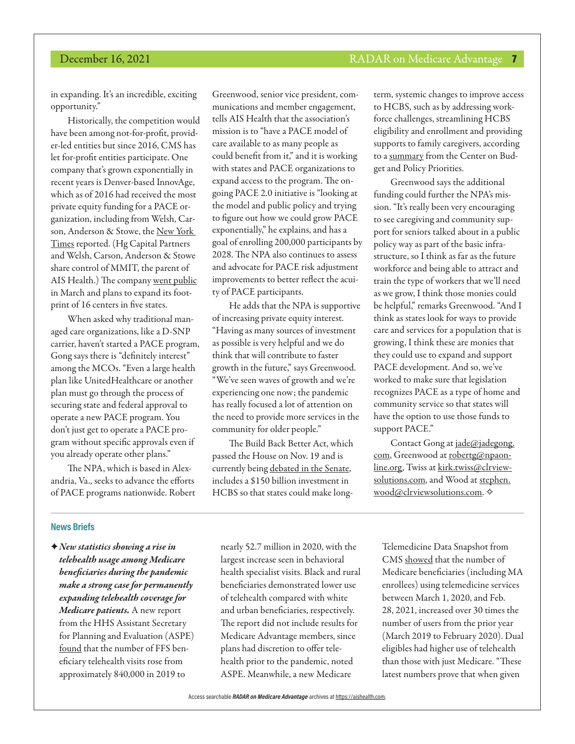in expanding. It's an incredible, exciting opportunity."

Historically, the competition would have been among not-for-profit, provider-led entities but since 2016, CMS has let for-profit entities participate. One company that's grown exponentially in recent years is Denver-based InnovAge, which as of 2016 had received the most private equity funding for a PACE organization, including from Welsh, Carson, Anderson & Stowe, the New York Times reported. (Hg Capital Partners and Welsh, Carson, Anderson & Stowe share control of MMIT, the parent of AIS Health.) The company went public in March and plans to expand its footprint of 16 centers in five states.

When asked why traditional managed care organizations, like a D-SNP carrier, haven't started a PACE program, Gong says there is "definitely interest" among the MCOs. "Even a large health plan like UnitedHealthcare or another plan must go through the process of securing state and federal approval to operate a new PACE program. You don't just get to operate a PACE program without specific approvals even if you already operate other plans."

The NPA, which is based in Alexandria, Va., seeks to advance the efforts of PACE programs nationwide. Robert Greenwood, senior vice president, communications and member engagement, tells AIS Health that the association's mission is to "have a PACE model of care available to as many people as could benefit from it," and it is working with states and PACE organizations to expand access to the program. The ongoing PACE 2.0 initiative is "looking at the model and public policy and trying to figure out how we could grow PACE exponentially," he explains, and has a goal of enrolling 200,000 participants by 2028. The NPA also continues to assess and advocate for PACE risk adjustment improvements to better reflect the acuity of PACE participants.

He adds that the NPA is supportive of increasing private equity interest. "Having as many sources of investment as possible is very helpful and we do think that will contribute to faster growth in the future," says Greenwood. "We've seen waves of growth and we're experiencing one now; the pandemic has really focused a lot of attention on the need to provide more services in the community for older people."

The Build Back Better Act, which passed the House on Nov. 19 and is currently being debated in the Senate, includes a $150 billion investment in HCBS so that states could make long-term, systemic changes to improve access to HCBS, such as by addressing workforce challenges, streamlining HCBS eligibility and enrollment and providing supports to family caregivers, according to a summary from the Center on Budget and Policy Priorities.

Greenwood says the additional funding could further the NPA's mission. "It's really been very encouraging to see caregiving and community support for seniors talked about in a public policy way as part of the basic infrastructure, so I think as far as the future workforce and being able to attract and train the type of workers that we'll need as we grow, I think those monies could be helpful," remarks Greenwood. "And I think as states look for ways to provide care and services for a population that is growing, I think these are monies that they could use to expand and support PACE development. And so, we've worked to make sure that legislation recognizes PACE as a type of home and community service so that states will have the option to use those funds to support PACE."

Contact Gong at jade@jadegong.com, Greenwood at robertg@npaonline.org, Twiss at kirk.twiss@clrviewsolutions.com, and Wood at stephen.wood@clrviewsolutions.com. ✧

## News Briefs

✦ ***New statistics showing a rise in telehealth usage among Medicare beneficiaries during the pandemic make a strong case for permanently expanding telehealth coverage for Medicare patients.*** A new report from the HHS Assistant Secretary for Planning and Evaluation (ASPE) found that the number of FFS beneficiary telehealth visits rose from approximately 840,000 in 2019 to nearly 52.7 million in 2020, with the largest increase seen in behavioral health specialist visits. Black and rural beneficiaries demonstrated lower use of telehealth compared with white and urban beneficiaries, respectively. The report did not include results for Medicare Advantage members, since plans had discretion to offer telehealth prior to the pandemic, noted ASPE. Meanwhile, a new Medicare Telemedicine Data Snapshot from CMS showed that the number of Medicare beneficiaries (including MA enrollees) using telemedicine services between March 1, 2020, and Feb. 28, 2021, increased over 30 times the number of users from the prior year (March 2019 to February 2020). Dual eligibles had higher use of telehealth than those with just Medicare. "These latest numbers prove that when given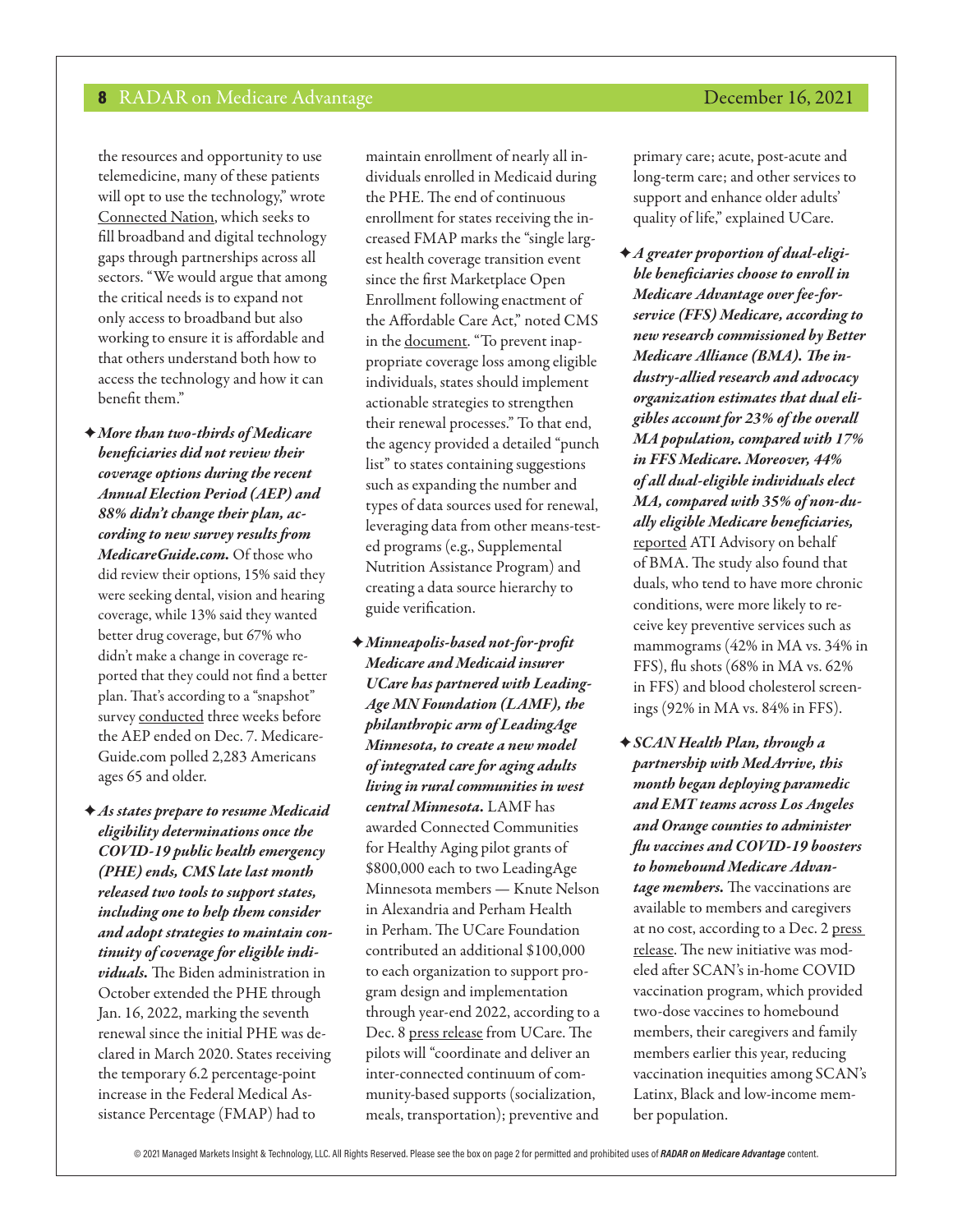the resources and opportunity to use telemedicine, many of these patients will opt to use the technology," wrote Connected Nation, which seeks to fill broadband and digital technology gaps through partnerships across all sectors. "We would argue that among the critical needs is to expand not only access to broadband but also working to ensure it is affordable and that others understand both how to access the technology and how it can benefit them."

✦ ***More than two-thirds of Medicare beneficiaries did not review their coverage options during the recent Annual Election Period (AEP) and 88% didn't change their plan, according to new survey results from MedicareGuide.com.*** Of those who did review their options, 15% said they were seeking dental, vision and hearing coverage, while 13% said they wanted better drug coverage, but 67% who didn't make a change in coverage reported that they could not find a better plan. That's according to a "snapshot" survey conducted three weeks before the AEP ended on Dec. 7. MedicareGuide.com polled 2,283 Americans ages 65 and older.

✦ ***As states prepare to resume Medicaid eligibility determinations once the COVID-19 public health emergency (PHE) ends, CMS late last month released two tools to support states, including one to help them consider and adopt strategies to maintain continuity of coverage for eligible individuals.*** The Biden administration in October extended the PHE through Jan. 16, 2022, marking the seventh renewal since the initial PHE was declared in March 2020. States receiving the temporary 6.2 percentage-point increase in the Federal Medical Assistance Percentage (FMAP) had to maintain enrollment of nearly all individuals enrolled in Medicaid during the PHE. The end of continuous enrollment for states receiving the increased FMAP marks the "single largest health coverage transition event since the first Marketplace Open Enrollment following enactment of the Affordable Care Act," noted CMS in the document. "To prevent inappropriate coverage loss among eligible individuals, states should implement actionable strategies to strengthen their renewal processes." To that end, the agency provided a detailed "punch list" to states containing suggestions such as expanding the number and types of data sources used for renewal, leveraging data from other means-tested programs (e.g., Supplemental Nutrition Assistance Program) and creating a data source hierarchy to guide verification.

✦ ***Minneapolis-based not-for-profit Medicare and Medicaid insurer UCare has partnered with LeadingAge MN Foundation (LAMF), the philanthropic arm of LeadingAge Minnesota, to create a new model of integrated care for aging adults living in rural communities in west central Minnesota.*** LAMF has awarded Connected Communities for Healthy Aging pilot grants of $800,000 each to two LeadingAge Minnesota members — Knute Nelson in Alexandria and Perham Health in Perham. The UCare Foundation contributed an additional $100,000 to each organization to support program design and implementation through year-end 2022, according to a Dec. 8 press release from UCare. The pilots will "coordinate and deliver an inter-connected continuum of community-based supports (socialization, meals, transportation); preventive and primary care; acute, post-acute and long-term care; and other services to support and enhance older adults' quality of life," explained UCare.

✦ ***A greater proportion of dual-eligible beneficiaries choose to enroll in Medicare Advantage over fee-for-service (FFS) Medicare, according to new research commissioned by Better Medicare Alliance (BMA). The industry-allied research and advocacy organization estimates that dual eligibles account for 23% of the overall MA population, compared with 17% in FFS Medicare. Moreover, 44% of all dual-eligible individuals elect MA, compared with 35% of non-dually eligible Medicare beneficiaries,*** reported ATI Advisory on behalf of BMA. The study also found that duals, who tend to have more chronic conditions, were more likely to receive key preventive services such as mammograms (42% in MA vs. 34% in FFS), flu shots (68% in MA vs. 62% in FFS) and blood cholesterol screenings (92% in MA vs. 84% in FFS).

✦ ***SCAN Health Plan, through a partnership with MedArrive, this month began deploying paramedic and EMT teams across Los Angeles and Orange counties to administer flu vaccines and COVID-19 boosters to homebound Medicare Advantage members.*** The vaccinations are available to members and caregivers at no cost, according to a Dec. 2 press release. The new initiative was modeled after SCAN's in-home COVID vaccination program, which provided two-dose vaccines to homebound members, their caregivers and family members earlier this year, reducing vaccination inequities among SCAN's Latinx, Black and low-income member population.